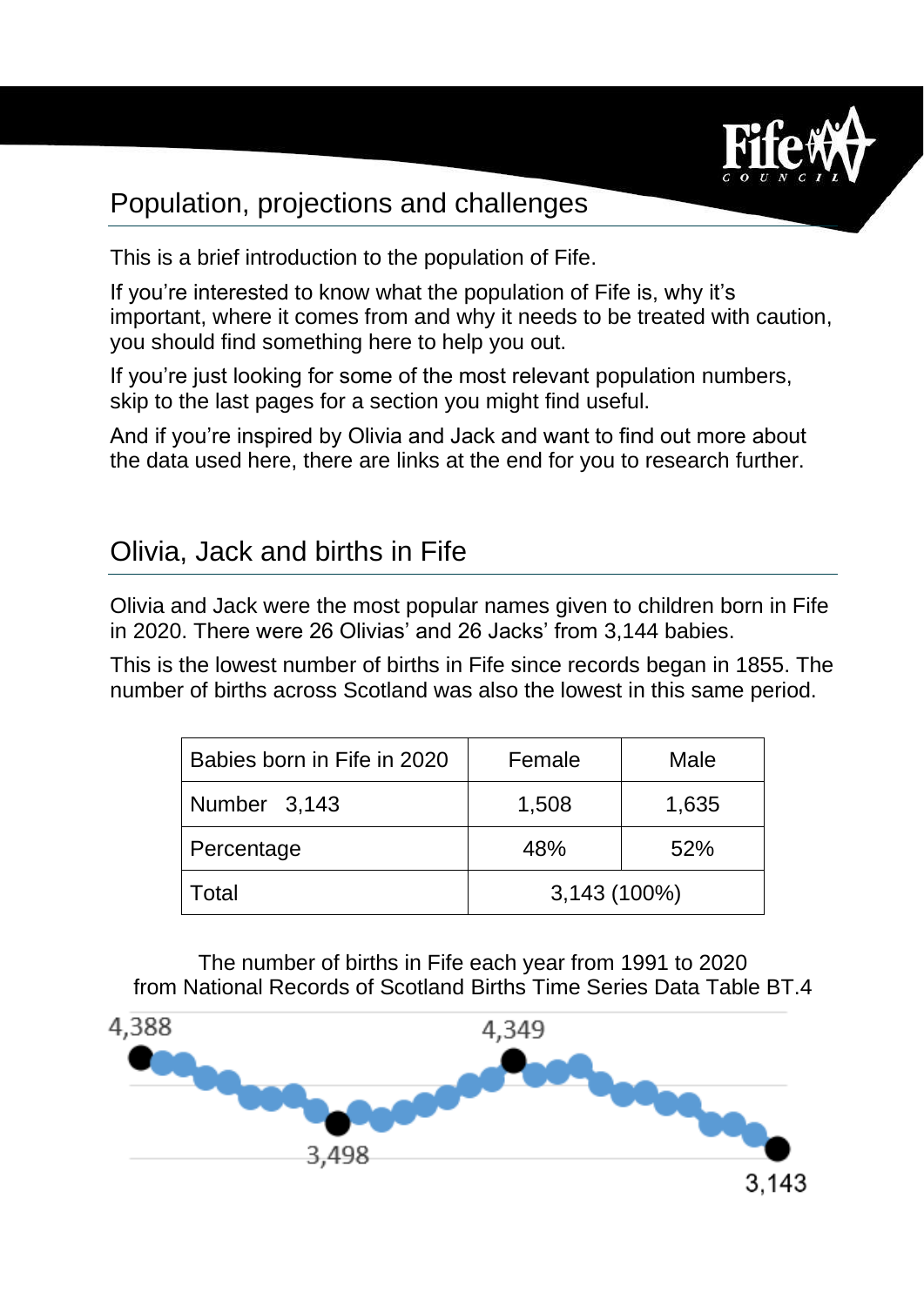## Population, projections and challenges

This is a brief introduction to the population of Fife.

If you're interested to know what the population of Fife is, why it's important, where it comes from and why it needs to be treated with caution, you should find something here to help you out.

If you're just looking for some of the most relevant population numbers, skip to the last pages for a section you might find useful.

And if you're inspired by Olivia and Jack and want to find out more about the data used here, there are links at the end for you to research further.

## Olivia, Jack and births in Fife

Olivia and Jack were the most popular names given to children born in Fife in 2020. There were 26 Olivias' and 26 Jacks' from 3,144 babies.

This is the lowest number of births in Fife since records began in 1855. The number of births across Scotland was also the lowest in this same period.

| Babies born in Fife in 2020 | Female | Male |
|---|---|---|
| Number 3,143 | 1,508 | 1,635 |
| Percentage | 48% | 52% |
| Total | 3,143 (100%) | |

The number of births in Fife each year from 1991 to 2020
from National Records of Scotland Births Time Series Data Table BT.4

4,388
4,349
3,498
3,143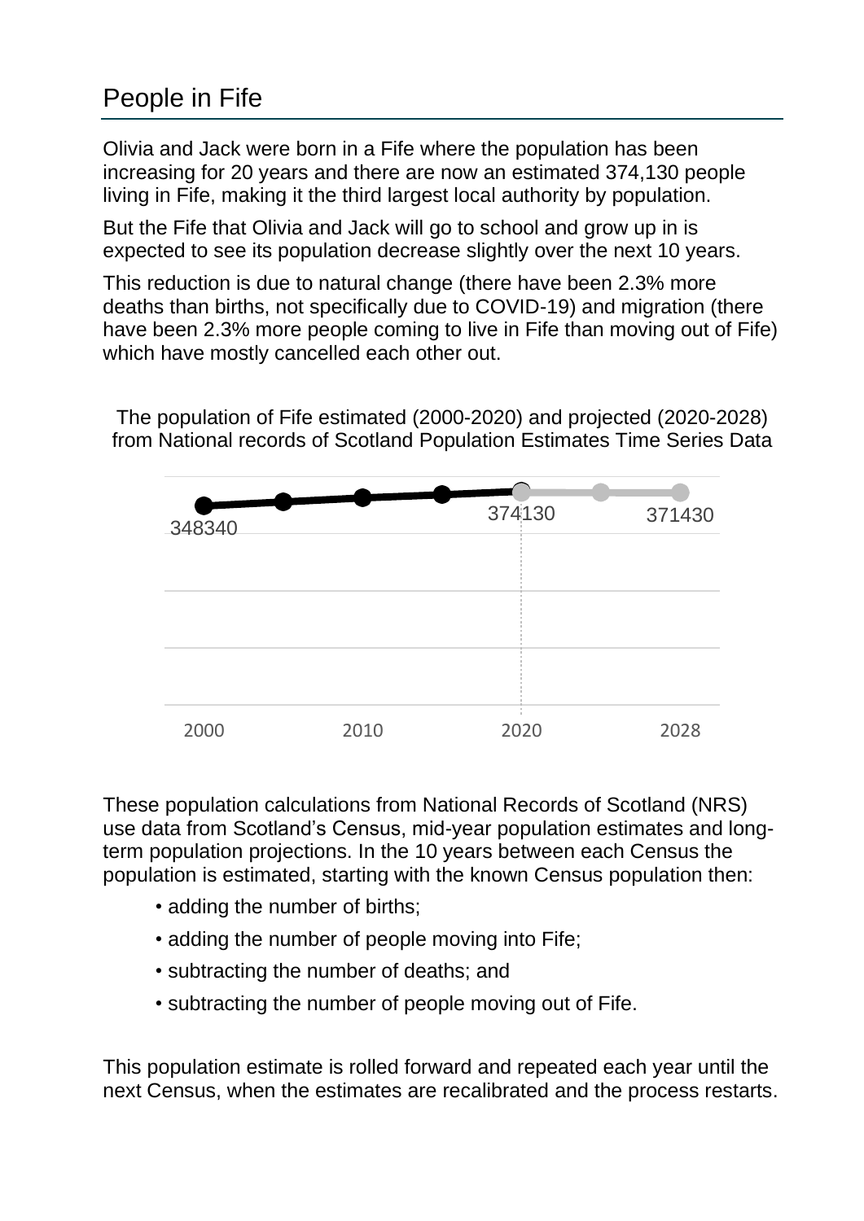# People in Fife

Olivia and Jack were born in a Fife where the population has been increasing for 20 years and there are now an estimated 374,130 people living in Fife, making it the third largest local authority by population.

But the Fife that Olivia and Jack will go to school and grow up in is expected to see its population decrease slightly over the next 10 years.

This reduction is due to natural change (there have been 2.3% more deaths than births, not specifically due to COVID-19) and migration (there have been 2.3% more people coming to live in Fife than moving out of Fife) which have mostly cancelled each other out.

The population of Fife estimated (2000-2020) and projected (2020-2028) from National records of Scotland Population Estimates Time Series Data

348340

374130

371430

2000 2010 2020 2028

These population calculations from National Records of Scotland (NRS) use data from Scotland's Census, mid-year population estimates and long-term population projections. In the 10 years between each Census the population is estimated, starting with the known Census population then:

- adding the number of births;
- adding the number of people moving into Fife;
- subtracting the number of deaths; and
- subtracting the number of people moving out of Fife.

This population estimate is rolled forward and repeated each year until the next Census, when the estimates are recalibrated and the process restarts.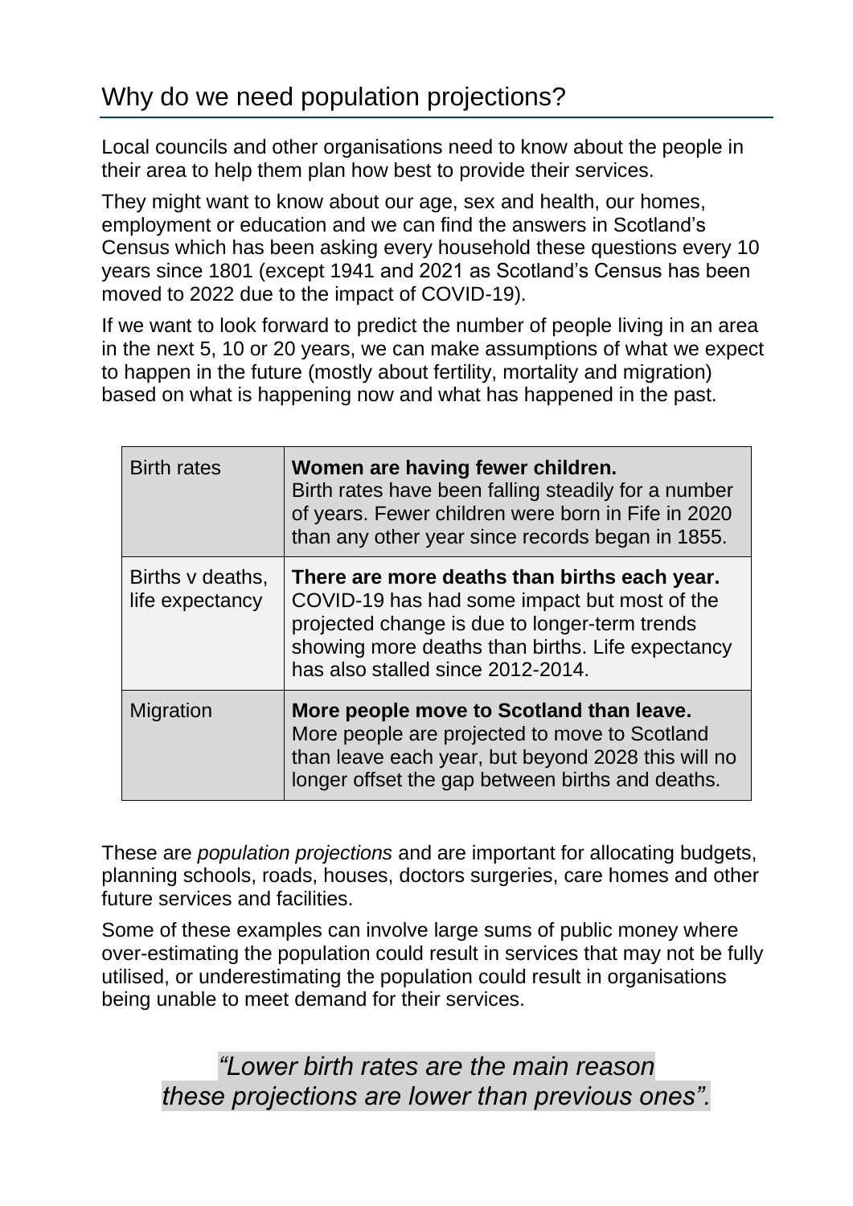## Why do we need population projections?

Local councils and other organisations need to know about the people in their area to help them plan how best to provide their services.

They might want to know about our age, sex and health, our homes, employment or education and we can find the answers in Scotland's Census which has been asking every household these questions every 10 years since 1801 (except 1941 and 2021 as Scotland's Census has been moved to 2022 due to the impact of COVID-19).

If we want to look forward to predict the number of people living in an area in the next 5, 10 or 20 years, we can make assumptions of what we expect to happen in the future (mostly about fertility, mortality and migration) based on what is happening now and what has happened in the past.

| | |
|---|---|
| Birth rates | **Women are having fewer children.** Birth rates have been falling steadily for a number of years. Fewer children were born in Fife in 2020 than any other year since records began in 1855. |
| Births v deaths, life expectancy | **There are more deaths than births each year.** COVID-19 has had some impact but most of the projected change is due to longer-term trends showing more deaths than births. Life expectancy has also stalled since 2012-2014. |
| Migration | **More people move to Scotland than leave.** More people are projected to move to Scotland than leave each year, but beyond 2028 this will no longer offset the gap between births and deaths. |

These are *population projections* and are important for allocating budgets, planning schools, roads, houses, doctors surgeries, care homes and other future services and facilities.

Some of these examples can involve large sums of public money where over-estimating the population could result in services that may not be fully utilised, or underestimating the population could result in organisations being unable to meet demand for their services.

*"Lower birth rates are the main reason these projections are lower than previous ones".*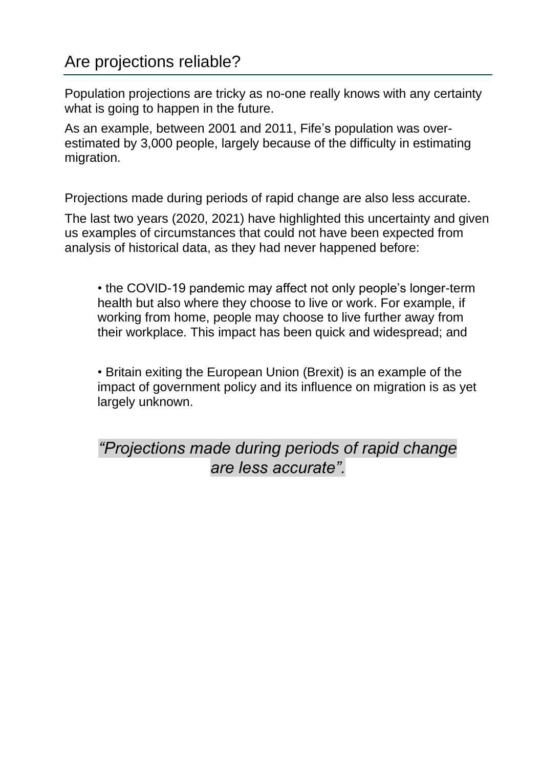## Are projections reliable?

Population projections are tricky as no-one really knows with any certainty what is going to happen in the future.

As an example, between 2001 and 2011, Fife's population was over-estimated by 3,000 people, largely because of the difficulty in estimating migration.

Projections made during periods of rapid change are also less accurate.

The last two years (2020, 2021) have highlighted this uncertainty and given us examples of circumstances that could not have been expected from analysis of historical data, as they had never happened before:

- the COVID-19 pandemic may affect not only people's longer-term health but also where they choose to live or work. For example, if working from home, people may choose to live further away from their workplace. This impact has been quick and widespread; and

- Britain exiting the European Union (Brexit) is an example of the impact of government policy and its influence on migration is as yet largely unknown.

*"Projections made during periods of rapid change are less accurate".*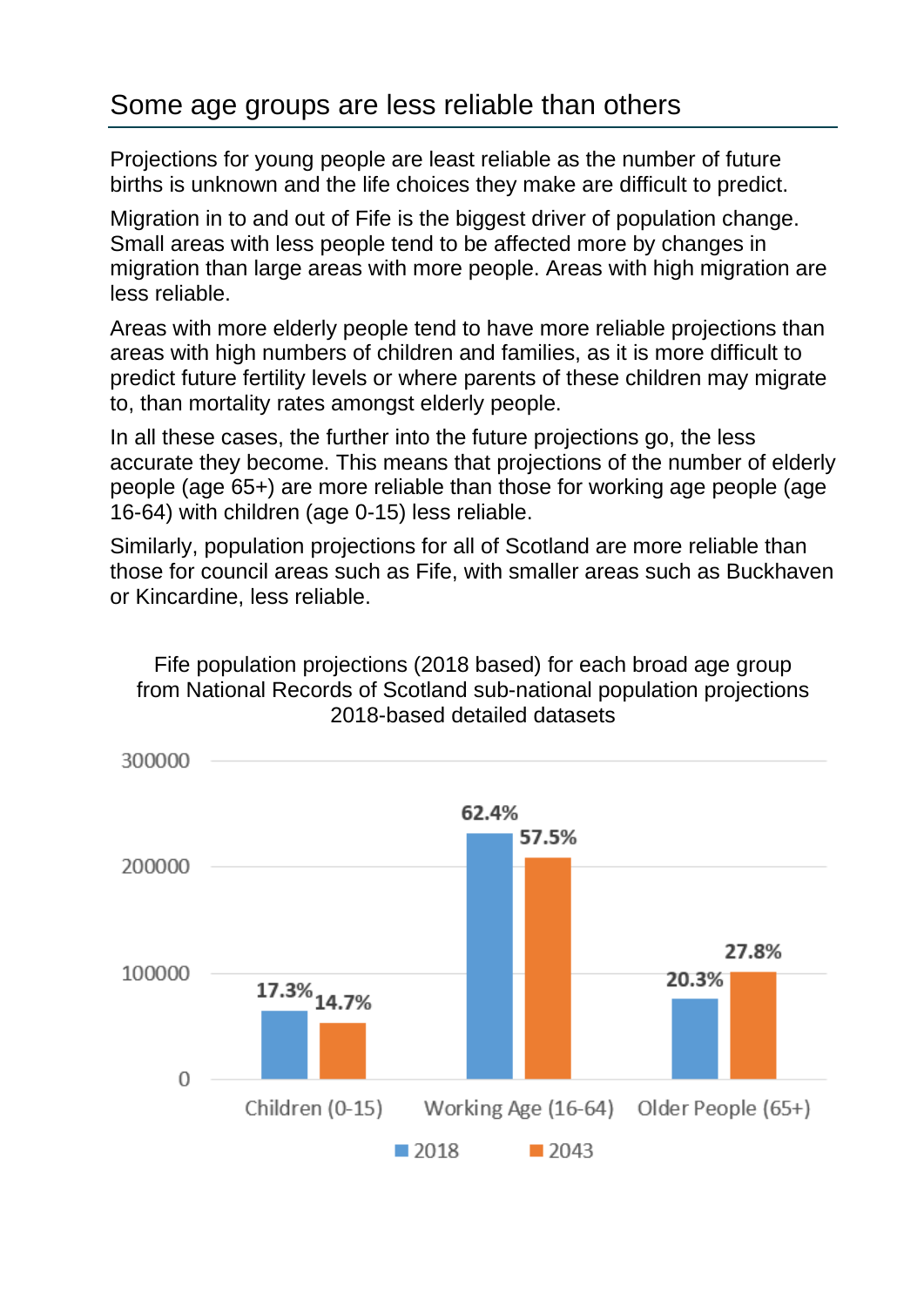## Some age groups are less reliable than others

Projections for young people are least reliable as the number of future births is unknown and the life choices they make are difficult to predict.

Migration in to and out of Fife is the biggest driver of population change. Small areas with less people tend to be affected more by changes in migration than large areas with more people. Areas with high migration are less reliable.

Areas with more elderly people tend to have more reliable projections than areas with high numbers of children and families, as it is more difficult to predict future fertility levels or where parents of these children may migrate to, than mortality rates amongst elderly people.

In all these cases, the further into the future projections go, the less accurate they become. This means that projections of the number of elderly people (age 65+) are more reliable than those for working age people (age 16-64) with children (age 0-15) less reliable.

Similarly, population projections for all of Scotland are more reliable than those for council areas such as Fife, with smaller areas such as Buckhaven or Kincardine, less reliable.

Fife population projections (2018 based) for each broad age group from National Records of Scotland sub-national population projections 2018-based detailed datasets

| Age group | 2018 | 2043 |
|---|---|---|
| Children (0-15) | 17.3% | 14.7% |
| Working Age (16-64) | 62.4% | 57.5% |
| Older People (65+) | 20.3% | 27.8% |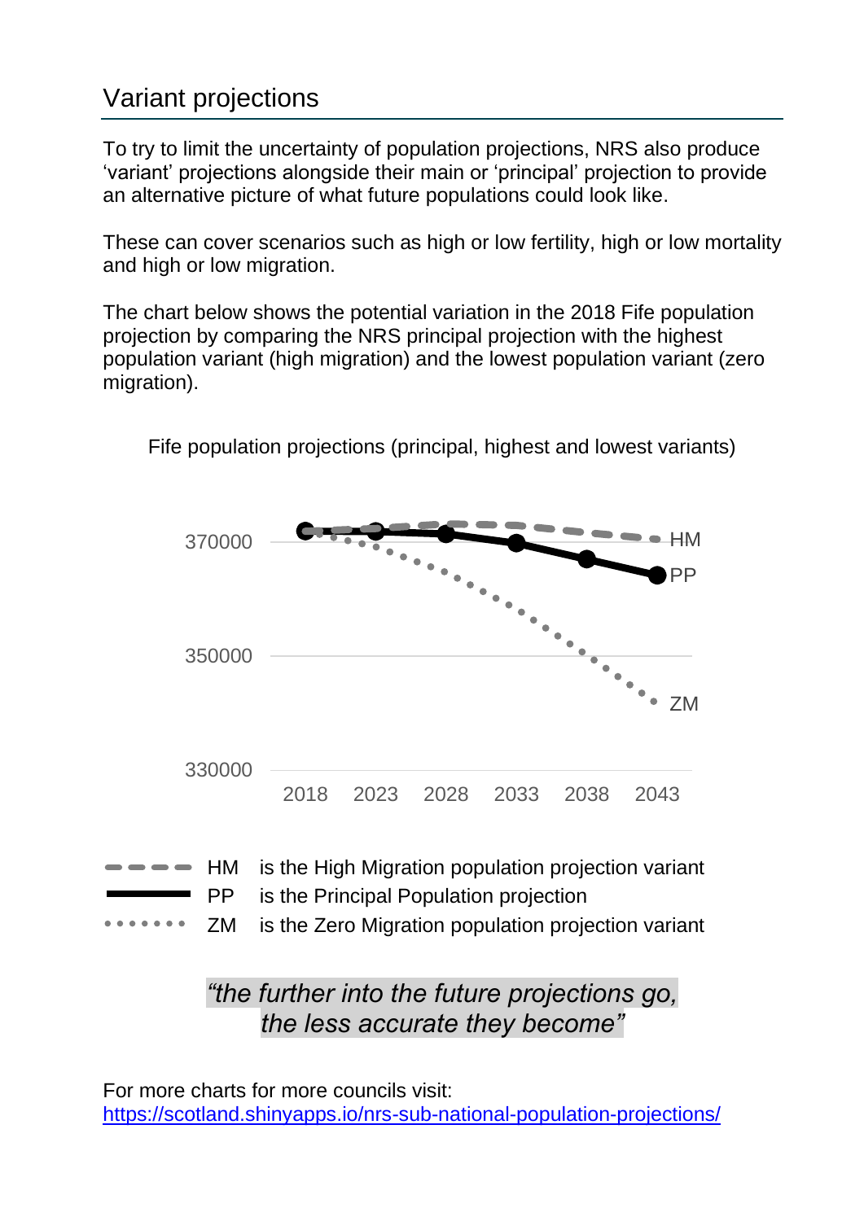## Variant projections

To try to limit the uncertainty of population projections, NRS also produce 'variant' projections alongside their main or 'principal' projection to provide an alternative picture of what future populations could look like.

These can cover scenarios such as high or low fertility, high or low mortality and high or low migration.

The chart below shows the potential variation in the 2018 Fife population projection by comparing the NRS principal projection with the highest population variant (high migration) and the lowest population variant (zero migration).

Fife population projections (principal, highest and lowest variants)

HM is the High Migration population projection variant
PP is the Principal Population projection
ZM is the Zero Migration population projection variant

*"the further into the future projections go, the less accurate they become"*

For more charts for more councils visit:
[https://scotland.shinyapps.io/nrs-sub-national-population-projections/](https://scotland.shinyapps.io/nrs-sub-national-population-projections/)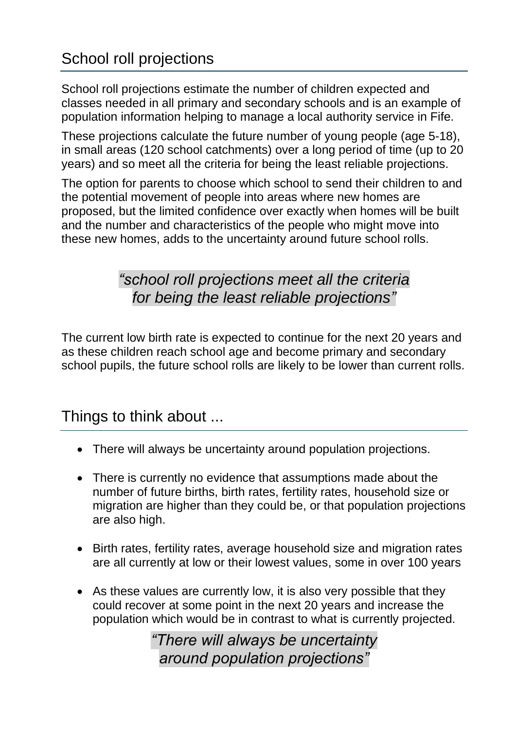## School roll projections

School roll projections estimate the number of children expected and classes needed in all primary and secondary schools and is an example of population information helping to manage a local authority service in Fife.

These projections calculate the future number of young people (age 5-18), in small areas (120 school catchments) over a long period of time (up to 20 years) and so meet all the criteria for being the least reliable projections.

The option for parents to choose which school to send their children to and the potential movement of people into areas where new homes are proposed, but the limited confidence over exactly when homes will be built and the number and characteristics of the people who might move into these new homes, adds to the uncertainty around future school rolls.

> *"school roll projections meet all the criteria for being the least reliable projections"*

The current low birth rate is expected to continue for the next 20 years and as these children reach school age and become primary and secondary school pupils, the future school rolls are likely to be lower than current rolls.

## Things to think about ...

- There will always be uncertainty around population projections.
- There is currently no evidence that assumptions made about the number of future births, birth rates, fertility rates, household size or migration are higher than they could be, or that population projections are also high.
- Birth rates, fertility rates, average household size and migration rates are all currently at low or their lowest values, some in over 100 years
- As these values are currently low, it is also very possible that they could recover at some point in the next 20 years and increase the population which would be in contrast to what is currently projected.

> *"There will always be uncertainty around population projections"*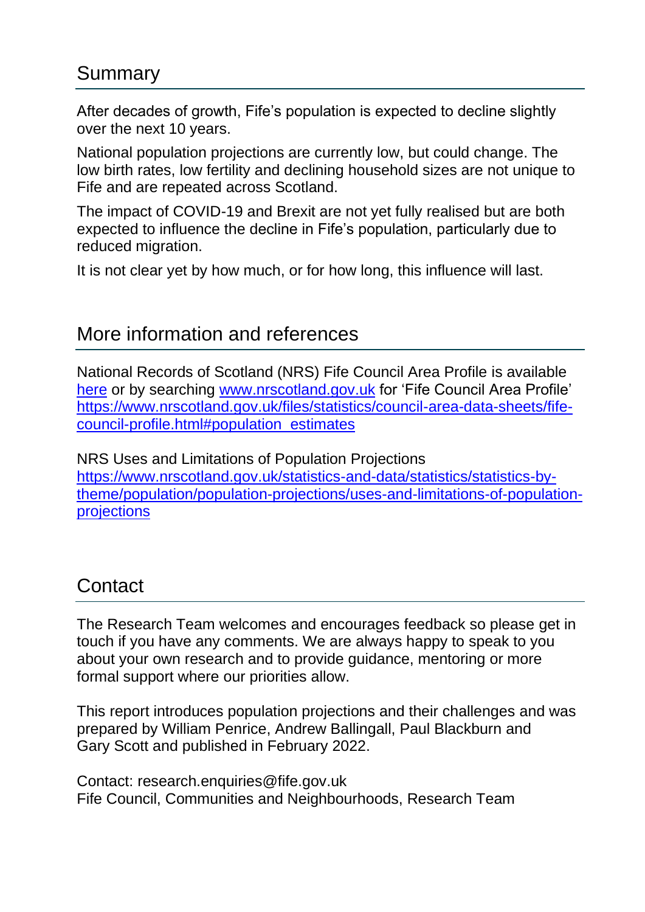## Summary

After decades of growth, Fife's population is expected to decline slightly over the next 10 years.

National population projections are currently low, but could change. The low birth rates, low fertility and declining household sizes are not unique to Fife and are repeated across Scotland.

The impact of COVID-19 and Brexit are not yet fully realised but are both expected to influence the decline in Fife's population, particularly due to reduced migration.

It is not clear yet by how much, or for how long, this influence will last.

## More information and references

National Records of Scotland (NRS) Fife Council Area Profile is available [here](https://www.nrscotland.gov.uk/files/statistics/council-area-data-sheets/fife-council-profile.html#population_estimates) or by searching [www.nrscotland.gov.uk](http://www.nrscotland.gov.uk) for 'Fife Council Area Profile' [https://www.nrscotland.gov.uk/files/statistics/council-area-data-sheets/fife-council-profile.html#population_estimates](https://www.nrscotland.gov.uk/files/statistics/council-area-data-sheets/fife-council-profile.html#population_estimates)

NRS Uses and Limitations of Population Projections [https://www.nrscotland.gov.uk/statistics-and-data/statistics/statistics-by-theme/population/population-projections/uses-and-limitations-of-population-projections](https://www.nrscotland.gov.uk/statistics-and-data/statistics/statistics-by-theme/population/population-projections/uses-and-limitations-of-population-projections)

## Contact

The Research Team welcomes and encourages feedback so please get in touch if you have any comments. We are always happy to speak to you about your own research and to provide guidance, mentoring or more formal support where our priorities allow.

This report introduces population projections and their challenges and was prepared by William Penrice, Andrew Ballingall, Paul Blackburn and Gary Scott and published in February 2022.

Contact: research.enquiries@fife.gov.uk
Fife Council, Communities and Neighbourhoods, Research Team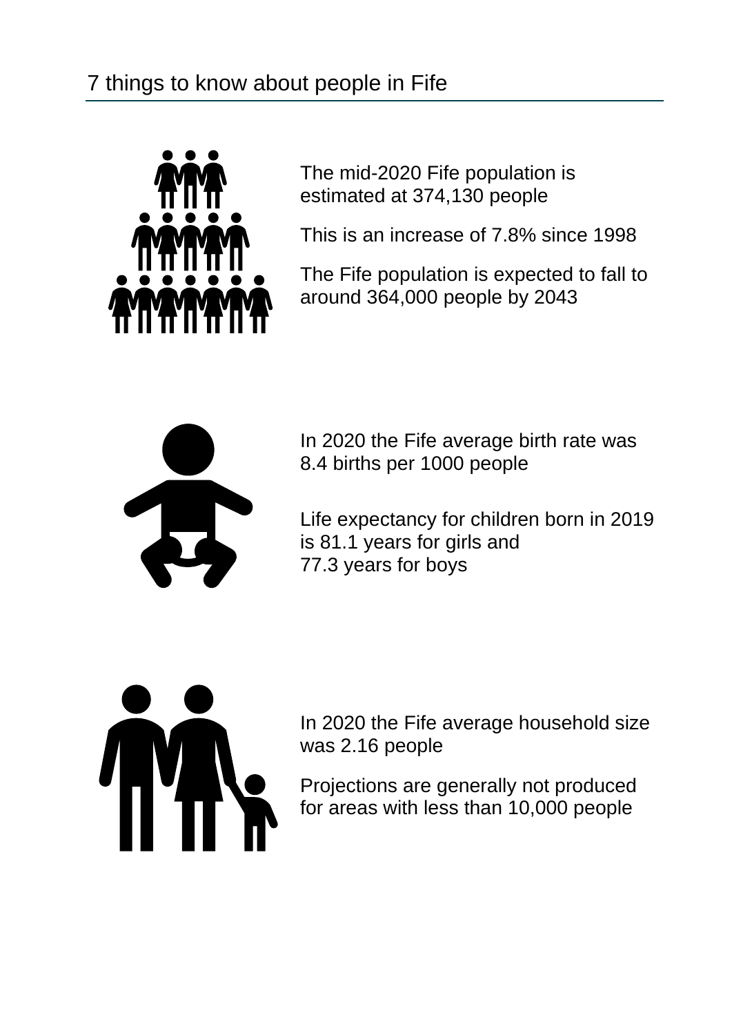# 7 things to know about people in Fife

The mid-2020 Fife population is estimated at 374,130 people

This is an increase of 7.8% since 1998

The Fife population is expected to fall to around 364,000 people by 2043

In 2020 the Fife average birth rate was 8.4 births per 1000 people

Life expectancy for children born in 2019 is 81.1 years for girls and 77.3 years for boys

In 2020 the Fife average household size was 2.16 people

Projections are generally not produced for areas with less than 10,000 people